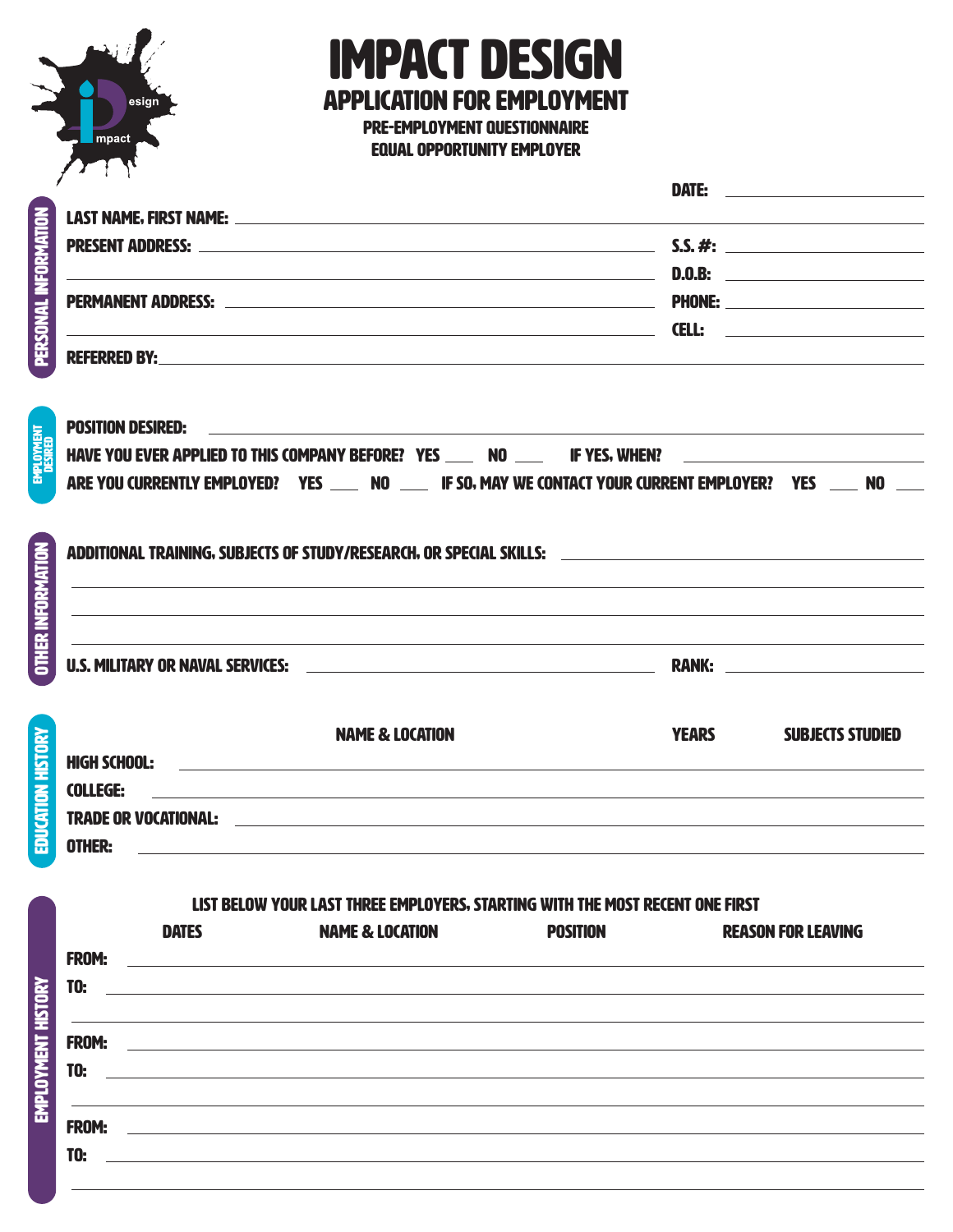# IMPACT DESIGN

## APPLICATION FOR EMPLOYMENT

### PRE-EMPLOYMENT QUESTIONNAIRE
### EQUAL OPPORTUNITY EMPLOYER

**DATE:** ____________________

## PERSONAL INFORMATION

**LAST NAME, FIRST NAME:** ____________________

**PRESENT ADDRESS:** ____________________ **S.S. #:** ____________________

____________________ **D.O.B:** ____________________

**PERMANENT ADDRESS:** ____________________ **PHONE:** ____________________

____________________ **CELL:** ____________________

**REFERRED BY:** ____________________

## EMPLOYMENT DESIRED

**POSITION DESIRED:** ____________________

**HAVE YOU EVER APPLIED TO THIS COMPANY BEFORE?** YES ___ NO ___ **IF YES, WHEN?** ____________________

**ARE YOU CURRENTLY EMPLOYED?** YES ___ NO ___ **IF SO, MAY WE CONTACT YOUR CURRENT EMPLOYER?** YES ___ NO ___

## OTHER INFORMATION

**ADDITIONAL TRAINING, SUBJECTS OF STUDY/RESEARCH, OR SPECIAL SKILLS:** ____________________

____________________

____________________

____________________

**U.S. MILITARY OR NAVAL SERVICES:** ____________________ **RANK:** ____________________

## EDUCATION HISTORY

| | NAME & LOCATION | YEARS | SUBJECTS STUDIED |
|---|---|---|---|
| HIGH SCHOOL: | | | |
| COLLEGE: | | | |
| TRADE OR VOCATIONAL: | | | |
| OTHER: | | | |

## EMPLOYMENT HISTORY

**LIST BELOW YOUR LAST THREE EMPLOYERS, STARTING WITH THE MOST RECENT ONE FIRST**

| DATES | NAME & LOCATION | POSITION | REASON FOR LEAVING |
|---|---|---|---|
| FROM: | | | |
| TO: | | | |
| | | | |
| FROM: | | | |
| TO: | | | |
| | | | |
| FROM: | | | |
| TO: | | | |
| | | | |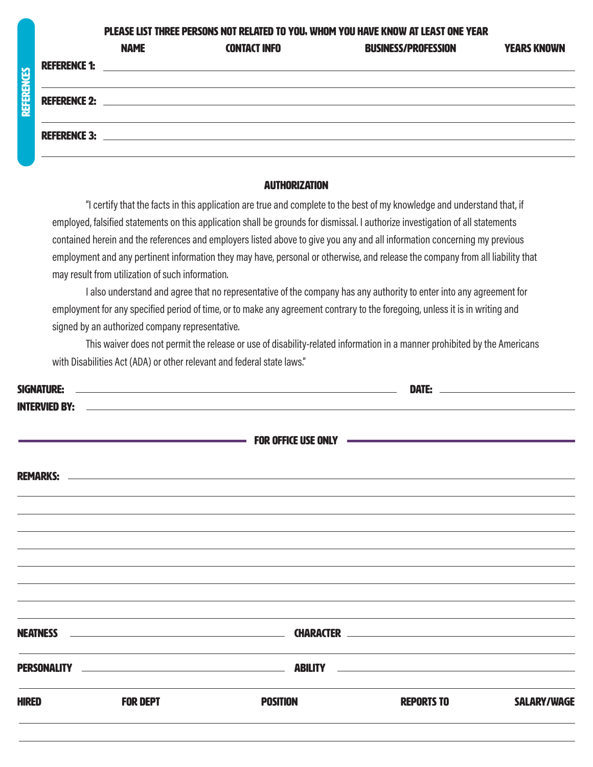## REFERENCES

**PLEASE LIST THREE PERSONS NOT RELATED TO YOU, WHOM YOU HAVE KNOW AT LEAST ONE YEAR**

| | NAME | CONTACT INFO | BUSINESS/PROFESSION | YEARS KNOWN |
|---|---|---|---|---|
| **REFERENCE 1:** | | | | |
| **REFERENCE 2:** | | | | |
| **REFERENCE 3:** | | | | |

## AUTHORIZATION

"I certify that the facts in this application are true and complete to the best of my knowledge and understand that, if employed, falsified statements on this application shall be grounds for dismissal. I authorize investigation of all statements contained herein and the references and employers listed above to give you any and all information concerning my previous employment and any pertinent information they may have, personal or otherwise, and release the company from all liability that may result from utilization of such information.

I also understand and agree that no representative of the company has any authority to enter into any agreement for employment for any specified period of time, or to make any agreement contrary to the foregoing, unless it is in writing and signed by an authorized company representative.

This waiver does not permit the release or use of disability-related information in a manner prohibited by the Americans with Disabilities Act (ADA) or other relevant and federal state laws."

**SIGNATURE:** ______________________ **DATE:** ______________

**INTERVIED BY:** ______________________

## FOR OFFICE USE ONLY

**REMARKS:** ______________________

**NEATNESS** ______________ **CHARACTER** ______________

**PERSONALITY** ______________ **ABILITY** ______________

| HIRED | FOR DEPT | POSITION | REPORTS TO | SALARY/WAGE |
|---|---|---|---|---|
| | | | | |